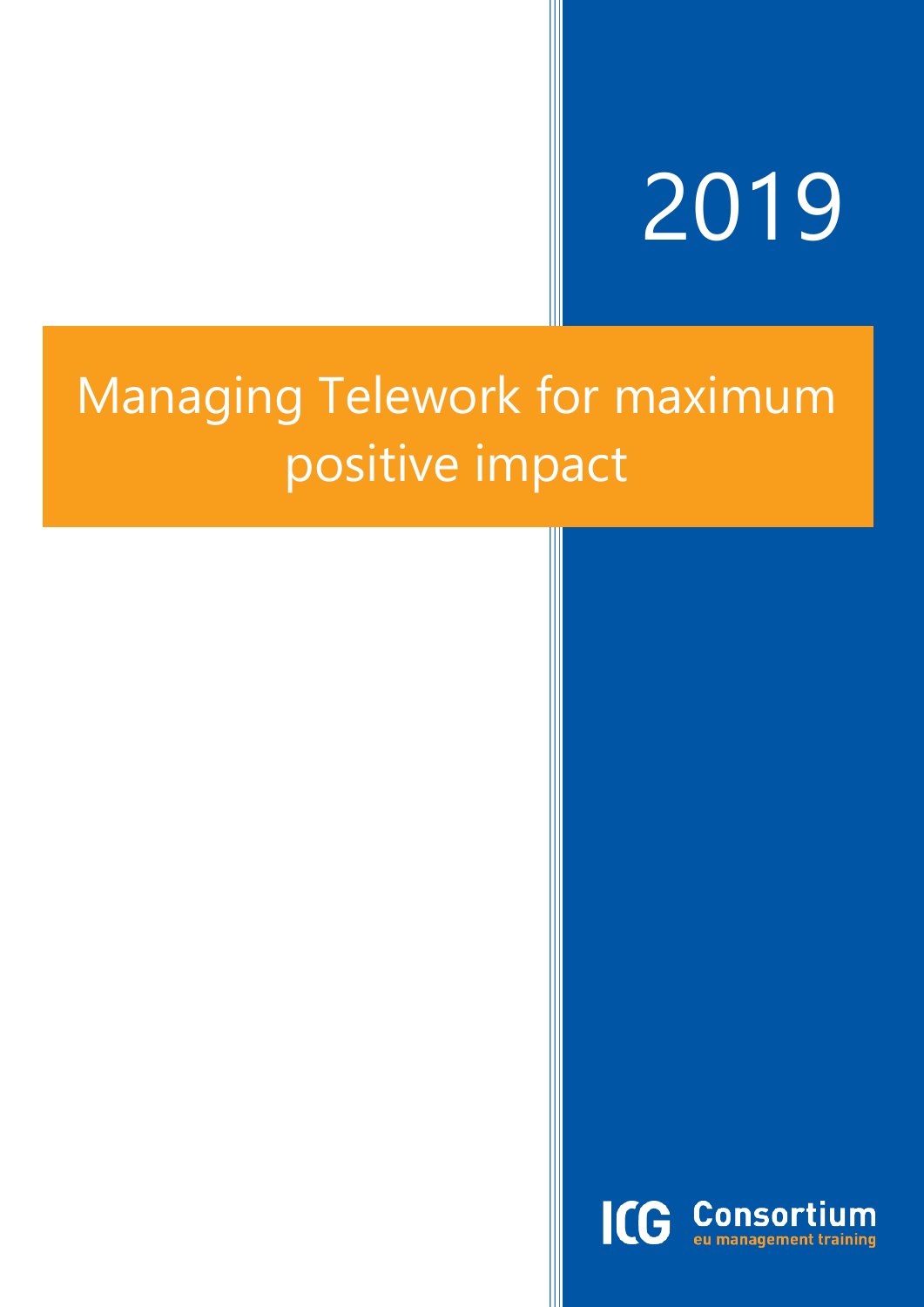2019

# Managing Telework for maximum positive impact

ICG Consortium
eu management training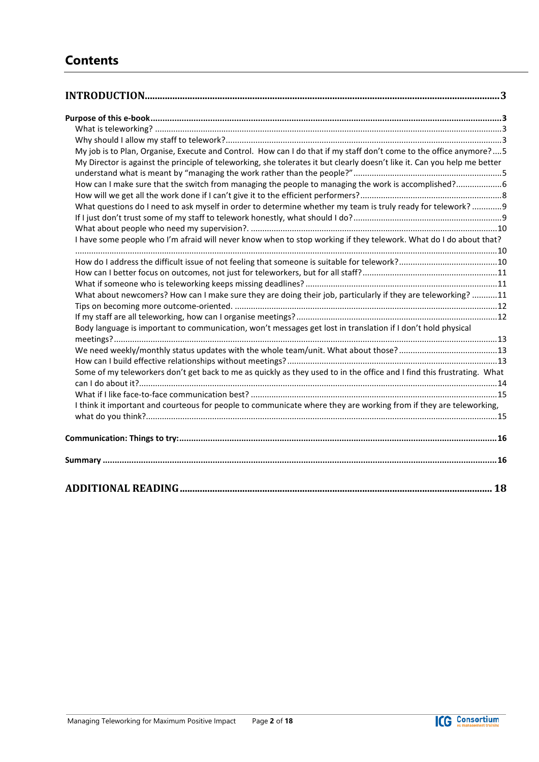## Contents

**INTRODUCTION** ..... 3

**Purpose of this e-book** ..... 3

- What is teleworking? ..... 3
- Why should I allow my staff to telework? ..... 3
- My job is to Plan, Organise, Execute and Control. How can I do that if my staff don't come to the office anymore? ..... 5
- My Director is against the principle of teleworking, she tolerates it but clearly doesn't like it. Can you help me better understand what is meant by "managing the work rather than the people?" ..... 5
- How can I make sure that the switch from managing the people to managing the work is accomplished? ..... 6
- How will we get all the work done if I can't give it to the efficient performers? ..... 8
- What questions do I need to ask myself in order to determine whether my team is truly ready for telework? ..... 9
- If I just don't trust some of my staff to telework honestly, what should I do? ..... 9
- What about people who need my supervision?. ..... 10
- I have some people who I'm afraid will never know when to stop working if they telework. What do I do about that? ..... 10
- How do I address the difficult issue of not feeling that someone is suitable for telework? ..... 10
- How can I better focus on outcomes, not just for teleworkers, but for all staff? ..... 11
- What if someone who is teleworking keeps missing deadlines? ..... 11
- What about newcomers? How can I make sure they are doing their job, particularly if they are teleworking? ..... 11
- Tips on becoming more outcome-oriented. ..... 12
- If my staff are all teleworking, how can I organise meetings? ..... 12
- Body language is important to communication, won't messages get lost in translation if I don't hold physical meetings? ..... 13
- We need weekly/monthly status updates with the whole team/unit. What about those? ..... 13
- How can I build effective relationships without meetings? ..... 13
- Some of my teleworkers don't get back to me as quickly as they used to in the office and I find this frustrating. What can I do about it? ..... 14
- What if I like face-to-face communication best? ..... 15
- I think it important and courteous for people to communicate where they are working from if they are teleworking, what do you think? ..... 15

**Communication: Things to try:** ..... 16

**Summary** ..... 16

**ADDITIONAL READING** ..... 18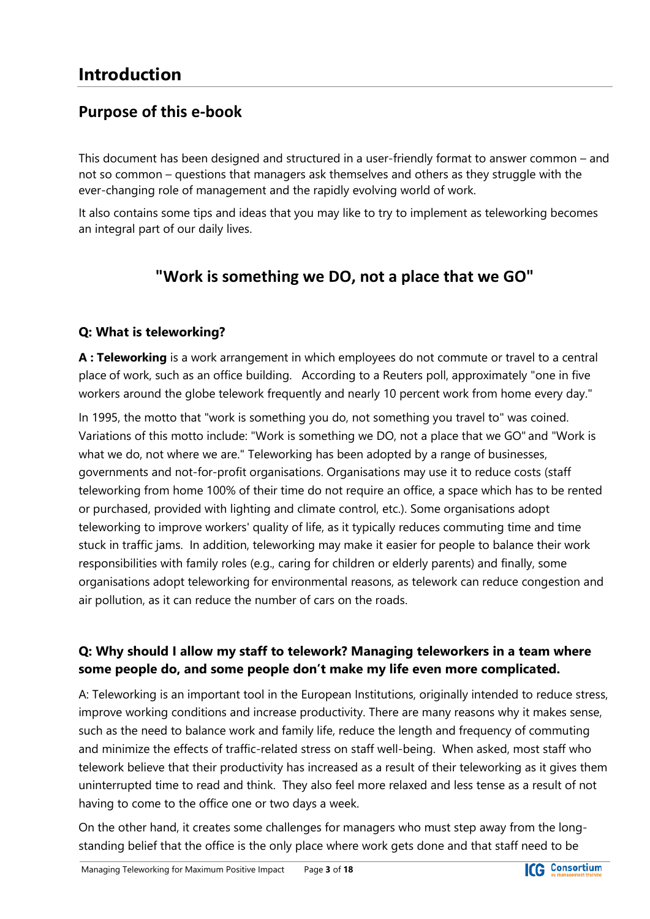# Introduction

## Purpose of this e-book

This document has been designed and structured in a user-friendly format to answer common – and not so common – questions that managers ask themselves and others as they struggle with the ever-changing role of management and the rapidly evolving world of work.

It also contains some tips and ideas that you may like to try to implement as teleworking becomes an integral part of our daily lives.

### "Work is something we DO, not a place that we GO"

**Q: What is teleworking?**

**A : Teleworking** is a work arrangement in which employees do not commute or travel to a central place of work, such as an office building. According to a Reuters poll, approximately "one in five workers around the globe telework frequently and nearly 10 percent work from home every day."

In 1995, the motto that "work is something you do, not something you travel to" was coined. Variations of this motto include: "Work is something we DO, not a place that we GO" and "Work is what we do, not where we are." Teleworking has been adopted by a range of businesses, governments and not-for-profit organisations. Organisations may use it to reduce costs (staff teleworking from home 100% of their time do not require an office, a space which has to be rented or purchased, provided with lighting and climate control, etc.). Some organisations adopt teleworking to improve workers' quality of life, as it typically reduces commuting time and time stuck in traffic jams. In addition, teleworking may make it easier for people to balance their work responsibilities with family roles (e.g., caring for children or elderly parents) and finally, some organisations adopt teleworking for environmental reasons, as telework can reduce congestion and air pollution, as it can reduce the number of cars on the roads.

**Q: Why should I allow my staff to telework? Managing teleworkers in a team where some people do, and some people don't make my life even more complicated.**

A: Teleworking is an important tool in the European Institutions, originally intended to reduce stress, improve working conditions and increase productivity. There are many reasons why it makes sense, such as the need to balance work and family life, reduce the length and frequency of commuting and minimize the effects of traffic-related stress on staff well-being. When asked, most staff who telework believe that their productivity has increased as a result of their teleworking as it gives them uninterrupted time to read and think. They also feel more relaxed and less tense as a result of not having to come to the office one or two days a week.

On the other hand, it creates some challenges for managers who must step away from the long-standing belief that the office is the only place where work gets done and that staff need to be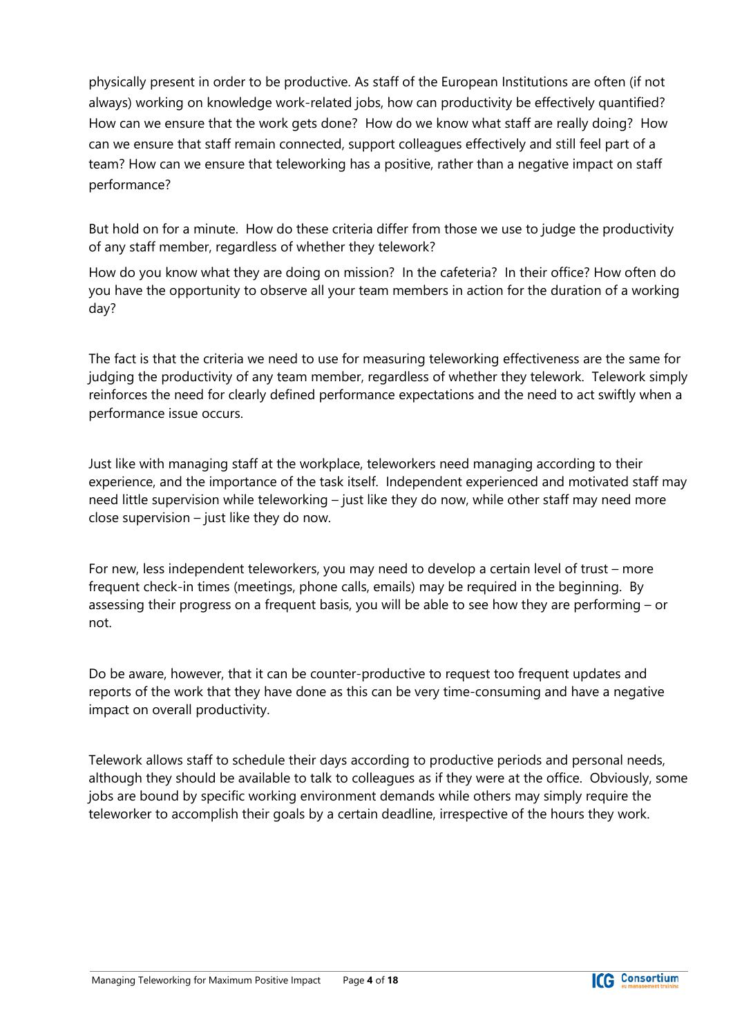physically present in order to be productive. As staff of the European Institutions are often (if not always) working on knowledge work-related jobs, how can productivity be effectively quantified? How can we ensure that the work gets done? How do we know what staff are really doing? How can we ensure that staff remain connected, support colleagues effectively and still feel part of a team? How can we ensure that teleworking has a positive, rather than a negative impact on staff performance?

But hold on for a minute. How do these criteria differ from those we use to judge the productivity of any staff member, regardless of whether they telework?

How do you know what they are doing on mission? In the cafeteria? In their office? How often do you have the opportunity to observe all your team members in action for the duration of a working day?

The fact is that the criteria we need to use for measuring teleworking effectiveness are the same for judging the productivity of any team member, regardless of whether they telework. Telework simply reinforces the need for clearly defined performance expectations and the need to act swiftly when a performance issue occurs.

Just like with managing staff at the workplace, teleworkers need managing according to their experience, and the importance of the task itself. Independent experienced and motivated staff may need little supervision while teleworking – just like they do now, while other staff may need more close supervision – just like they do now.

For new, less independent teleworkers, you may need to develop a certain level of trust – more frequent check-in times (meetings, phone calls, emails) may be required in the beginning. By assessing their progress on a frequent basis, you will be able to see how they are performing – or not.

Do be aware, however, that it can be counter-productive to request too frequent updates and reports of the work that they have done as this can be very time-consuming and have a negative impact on overall productivity.

Telework allows staff to schedule their days according to productive periods and personal needs, although they should be available to talk to colleagues as if they were at the office. Obviously, some jobs are bound by specific working environment demands while others may simply require the teleworker to accomplish their goals by a certain deadline, irrespective of the hours they work.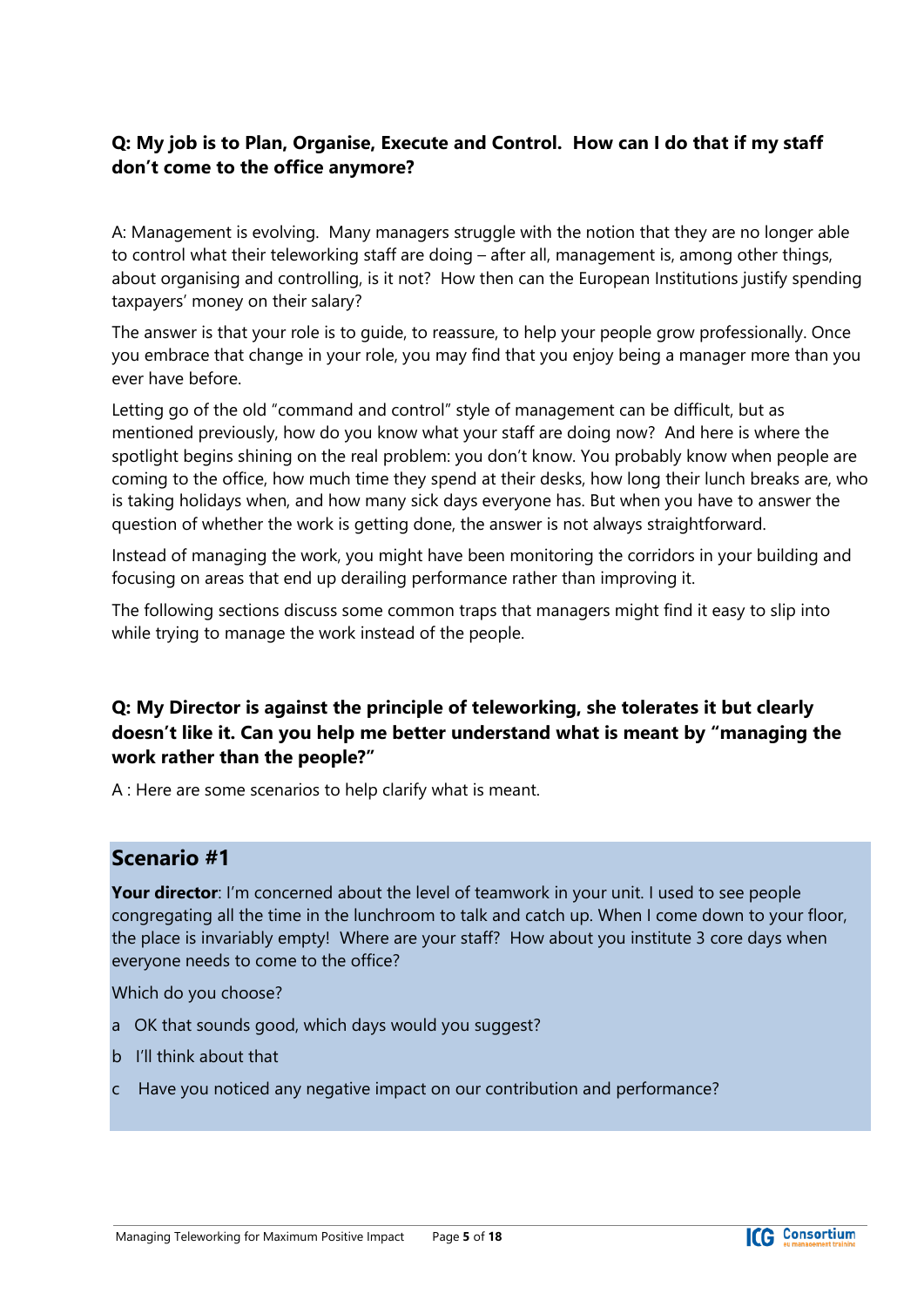**Q: My job is to Plan, Organise, Execute and Control. How can I do that if my staff don't come to the office anymore?**

A: Management is evolving. Many managers struggle with the notion that they are no longer able to control what their teleworking staff are doing – after all, management is, among other things, about organising and controlling, is it not? How then can the European Institutions justify spending taxpayers' money on their salary?

The answer is that your role is to guide, to reassure, to help your people grow professionally. Once you embrace that change in your role, you may find that you enjoy being a manager more than you ever have before.

Letting go of the old "command and control" style of management can be difficult, but as mentioned previously, how do you know what your staff are doing now? And here is where the spotlight begins shining on the real problem: you don't know. You probably know when people are coming to the office, how much time they spend at their desks, how long their lunch breaks are, who is taking holidays when, and how many sick days everyone has. But when you have to answer the question of whether the work is getting done, the answer is not always straightforward.

Instead of managing the work, you might have been monitoring the corridors in your building and focusing on areas that end up derailing performance rather than improving it.

The following sections discuss some common traps that managers might find it easy to slip into while trying to manage the work instead of the people.

**Q: My Director is against the principle of teleworking, she tolerates it but clearly doesn't like it. Can you help me better understand what is meant by "managing the work rather than the people?"**

A : Here are some scenarios to help clarify what is meant.

## Scenario #1

**Your director**: I'm concerned about the level of teamwork in your unit. I used to see people congregating all the time in the lunchroom to talk and catch up. When I come down to your floor, the place is invariably empty! Where are your staff? How about you institute 3 core days when everyone needs to come to the office?

Which do you choose?

a OK that sounds good, which days would you suggest?

b I'll think about that

c Have you noticed any negative impact on our contribution and performance?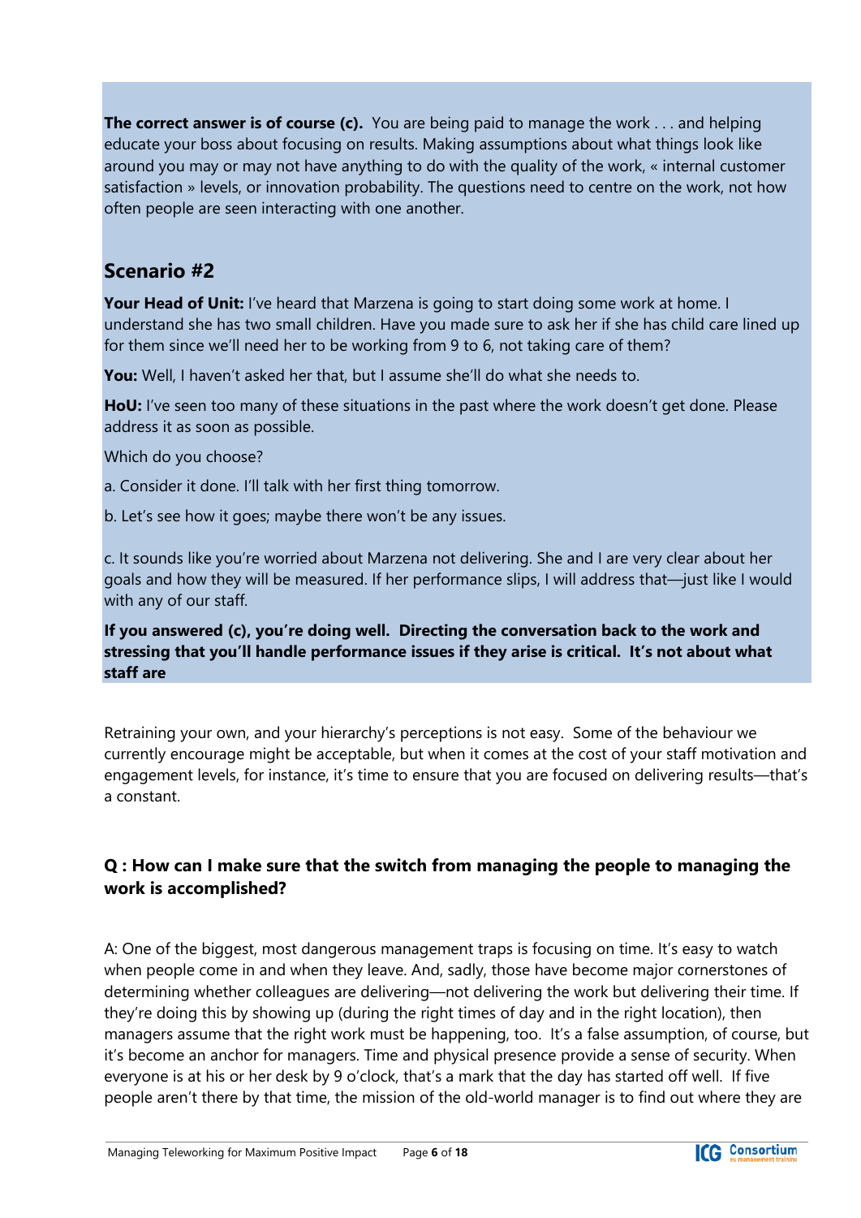**The correct answer is of course (c).** You are being paid to manage the work . . . and helping educate your boss about focusing on results. Making assumptions about what things look like around you may or may not have anything to do with the quality of the work, « internal customer satisfaction » levels, or innovation probability. The questions need to centre on the work, not how often people are seen interacting with one another.

## Scenario #2

**Your Head of Unit:** I've heard that Marzena is going to start doing some work at home. I understand she has two small children. Have you made sure to ask her if she has child care lined up for them since we'll need her to be working from 9 to 6, not taking care of them?

**You:** Well, I haven't asked her that, but I assume she'll do what she needs to.

**HoU:** I've seen too many of these situations in the past where the work doesn't get done. Please address it as soon as possible.

Which do you choose?

a. Consider it done. I'll talk with her first thing tomorrow.

b. Let's see how it goes; maybe there won't be any issues.

c. It sounds like you're worried about Marzena not delivering. She and I are very clear about her goals and how they will be measured. If her performance slips, I will address that—just like I would with any of our staff.

**If you answered (c), you're doing well. Directing the conversation back to the work and stressing that you'll handle performance issues if they arise is critical. It's not about what staff are**

Retraining your own, and your hierarchy's perceptions is not easy. Some of the behaviour we currently encourage might be acceptable, but when it comes at the cost of your staff motivation and engagement levels, for instance, it's time to ensure that you are focused on delivering results—that's a constant.

### Q : How can I make sure that the switch from managing the people to managing the work is accomplished?

A: One of the biggest, most dangerous management traps is focusing on time. It's easy to watch when people come in and when they leave. And, sadly, those have become major cornerstones of determining whether colleagues are delivering—not delivering the work but delivering their time. If they're doing this by showing up (during the right times of day and in the right location), then managers assume that the right work must be happening, too. It's a false assumption, of course, but it's become an anchor for managers. Time and physical presence provide a sense of security. When everyone is at his or her desk by 9 o'clock, that's a mark that the day has started off well. If five people aren't there by that time, the mission of the old-world manager is to find out where they are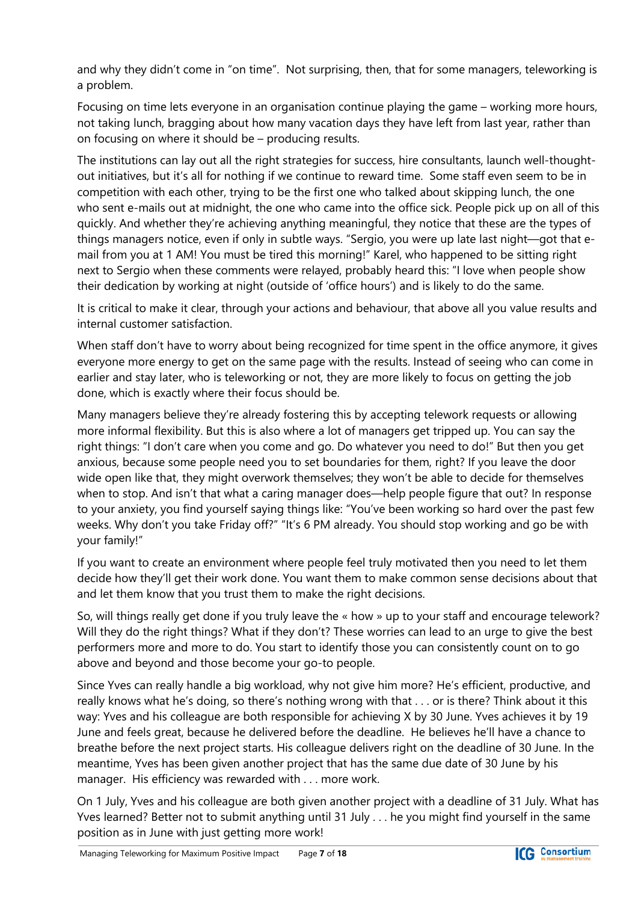and why they didn't come in "on time". Not surprising, then, that for some managers, teleworking is a problem.

Focusing on time lets everyone in an organisation continue playing the game – working more hours, not taking lunch, bragging about how many vacation days they have left from last year, rather than on focusing on where it should be – producing results.

The institutions can lay out all the right strategies for success, hire consultants, launch well-thought-out initiatives, but it's all for nothing if we continue to reward time. Some staff even seem to be in competition with each other, trying to be the first one who talked about skipping lunch, the one who sent e-mails out at midnight, the one who came into the office sick. People pick up on all of this quickly. And whether they're achieving anything meaningful, they notice that these are the types of things managers notice, even if only in subtle ways. "Sergio, you were up late last night—got that e-mail from you at 1 AM! You must be tired this morning!" Karel, who happened to be sitting right next to Sergio when these comments were relayed, probably heard this: "I love when people show their dedication by working at night (outside of 'office hours') and is likely to do the same.

It is critical to make it clear, through your actions and behaviour, that above all you value results and internal customer satisfaction.

When staff don't have to worry about being recognized for time spent in the office anymore, it gives everyone more energy to get on the same page with the results. Instead of seeing who can come in earlier and stay later, who is teleworking or not, they are more likely to focus on getting the job done, which is exactly where their focus should be.

Many managers believe they're already fostering this by accepting telework requests or allowing more informal flexibility. But this is also where a lot of managers get tripped up. You can say the right things: "I don't care when you come and go. Do whatever you need to do!" But then you get anxious, because some people need you to set boundaries for them, right? If you leave the door wide open like that, they might overwork themselves; they won't be able to decide for themselves when to stop. And isn't that what a caring manager does—help people figure that out? In response to your anxiety, you find yourself saying things like: "You've been working so hard over the past few weeks. Why don't you take Friday off?" "It's 6 PM already. You should stop working and go be with your family!"

If you want to create an environment where people feel truly motivated then you need to let them decide how they'll get their work done. You want them to make common sense decisions about that and let them know that you trust them to make the right decisions.

So, will things really get done if you truly leave the « how » up to your staff and encourage telework? Will they do the right things? What if they don't? These worries can lead to an urge to give the best performers more and more to do. You start to identify those you can consistently count on to go above and beyond and those become your go-to people.

Since Yves can really handle a big workload, why not give him more? He's efficient, productive, and really knows what he's doing, so there's nothing wrong with that . . . or is there? Think about it this way: Yves and his colleague are both responsible for achieving X by 30 June. Yves achieves it by 19 June and feels great, because he delivered before the deadline. He believes he'll have a chance to breathe before the next project starts. His colleague delivers right on the deadline of 30 June. In the meantime, Yves has been given another project that has the same due date of 30 June by his manager. His efficiency was rewarded with . . . more work.

On 1 July, Yves and his colleague are both given another project with a deadline of 31 July. What has Yves learned? Better not to submit anything until 31 July . . . he you might find yourself in the same position as in June with just getting more work!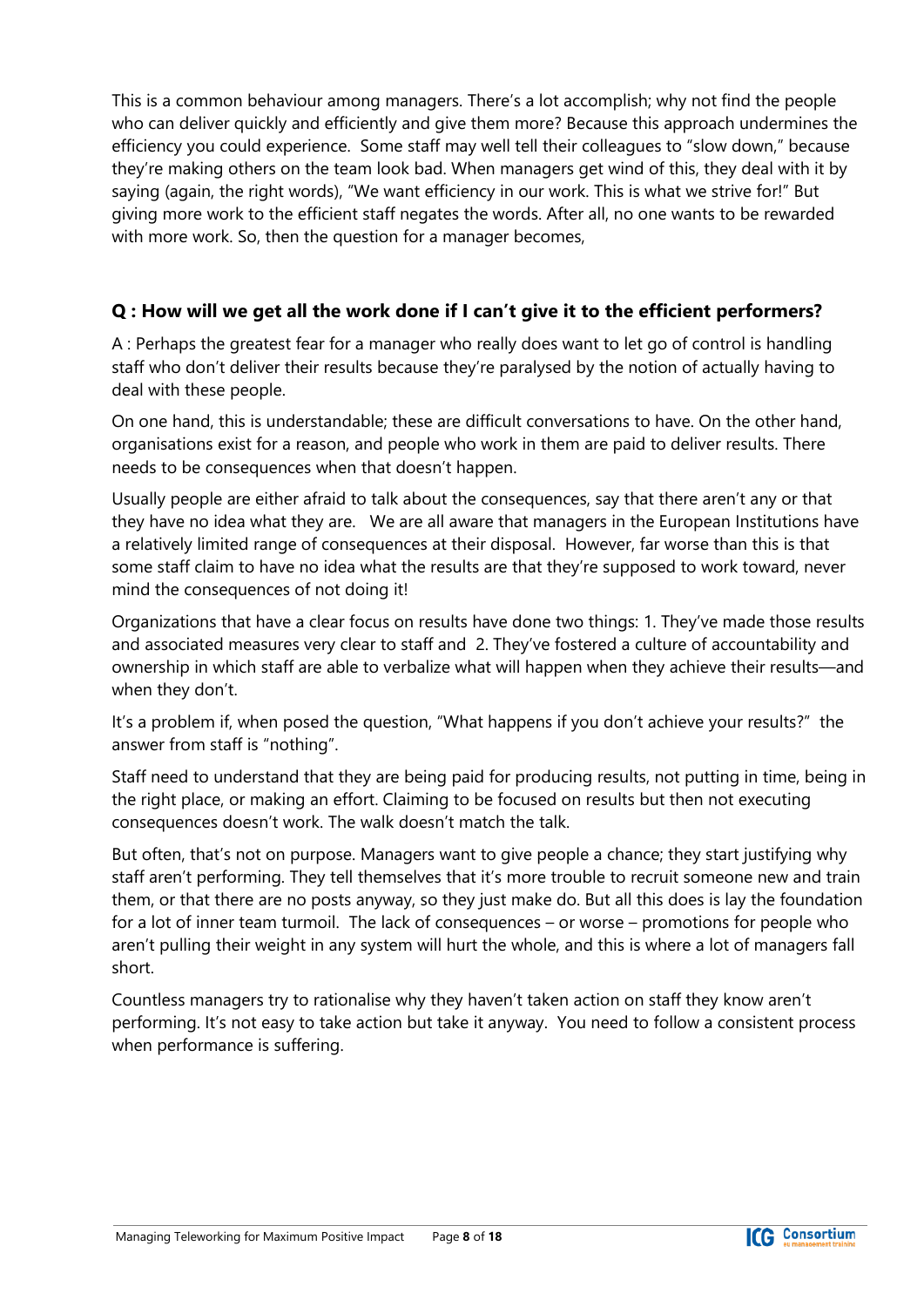This is a common behaviour among managers. There's a lot accomplish; why not find the people who can deliver quickly and efficiently and give them more? Because this approach undermines the efficiency you could experience.  Some staff may well tell their colleagues to "slow down," because they're making others on the team look bad. When managers get wind of this, they deal with it by saying (again, the right words), "We want efficiency in our work. This is what we strive for!" But giving more work to the efficient staff negates the words. After all, no one wants to be rewarded with more work. So, then the question for a manager becomes,

### Q : How will we get all the work done if I can't give it to the efficient performers?

A : Perhaps the greatest fear for a manager who really does want to let go of control is handling staff who don't deliver their results because they're paralysed by the notion of actually having to deal with these people.

On one hand, this is understandable; these are difficult conversations to have. On the other hand, organisations exist for a reason, and people who work in them are paid to deliver results. There needs to be consequences when that doesn't happen.

Usually people are either afraid to talk about the consequences, say that there aren't any or that they have no idea what they are.   We are all aware that managers in the European Institutions have a relatively limited range of consequences at their disposal.  However, far worse than this is that some staff claim to have no idea what the results are that they're supposed to work toward, never mind the consequences of not doing it!

Organizations that have a clear focus on results have done two things: 1. They've made those results and associated measures very clear to staff and  2. They've fostered a culture of accountability and ownership in which staff are able to verbalize what will happen when they achieve their results—and when they don't.

It's a problem if, when posed the question, "What happens if you don't achieve your results?"  the answer from staff is "nothing".

Staff need to understand that they are being paid for producing results, not putting in time, being in the right place, or making an effort. Claiming to be focused on results but then not executing consequences doesn't work. The walk doesn't match the talk.

But often, that's not on purpose. Managers want to give people a chance; they start justifying why staff aren't performing. They tell themselves that it's more trouble to recruit someone new and train them, or that there are no posts anyway, so they just make do. But all this does is lay the foundation for a lot of inner team turmoil.  The lack of consequences – or worse – promotions for people who aren't pulling their weight in any system will hurt the whole, and this is where a lot of managers fall short.

Countless managers try to rationalise why they haven't taken action on staff they know aren't performing. It's not easy to take action but take it anyway.  You need to follow a consistent process when performance is suffering.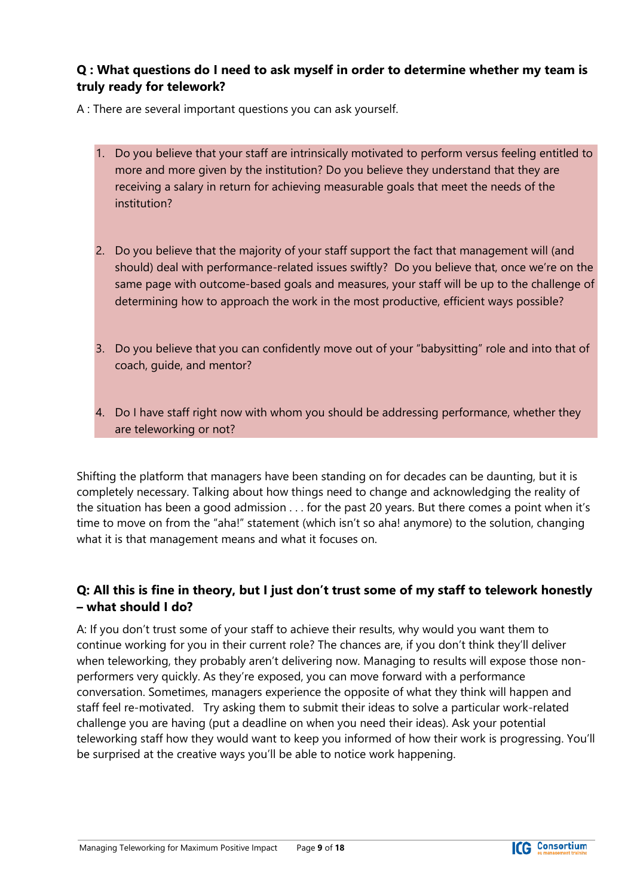**Q : What questions do I need to ask myself in order to determine whether my team is truly ready for telework?**

A : There are several important questions you can ask yourself.

1. Do you believe that your staff are intrinsically motivated to perform versus feeling entitled to more and more given by the institution? Do you believe they understand that they are receiving a salary in return for achieving measurable goals that meet the needs of the institution?

2. Do you believe that the majority of your staff support the fact that management will (and should) deal with performance-related issues swiftly? Do you believe that, once we're on the same page with outcome-based goals and measures, your staff will be up to the challenge of determining how to approach the work in the most productive, efficient ways possible?

3. Do you believe that you can confidently move out of your "babysitting" role and into that of coach, guide, and mentor?

4. Do I have staff right now with whom you should be addressing performance, whether they are teleworking or not?

Shifting the platform that managers have been standing on for decades can be daunting, but it is completely necessary. Talking about how things need to change and acknowledging the reality of the situation has been a good admission . . . for the past 20 years. But there comes a point when it's time to move on from the "aha!" statement (which isn't so aha! anymore) to the solution, changing what it is that management means and what it focuses on.

**Q: All this is fine in theory, but I just don't trust some of my staff to telework honestly – what should I do?**

A: If you don't trust some of your staff to achieve their results, why would you want them to continue working for you in their current role? The chances are, if you don't think they'll deliver when teleworking, they probably aren't delivering now. Managing to results will expose those non-performers very quickly. As they're exposed, you can move forward with a performance conversation. Sometimes, managers experience the opposite of what they think will happen and staff feel re-motivated. Try asking them to submit their ideas to solve a particular work-related challenge you are having (put a deadline on when you need their ideas). Ask your potential teleworking staff how they would want to keep you informed of how their work is progressing. You'll be surprised at the creative ways you'll be able to notice work happening.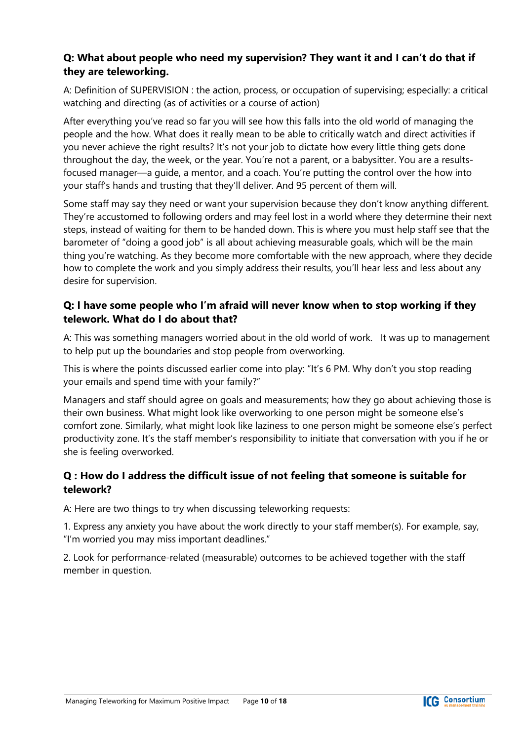**Q: What about people who need my supervision? They want it and I can't do that if they are teleworking.**

A: Definition of SUPERVISION : the action, process, or occupation of supervising; especially: a critical watching and directing (as of activities or a course of action)

After everything you've read so far you will see how this falls into the old world of managing the people and the how. What does it really mean to be able to critically watch and direct activities if you never achieve the right results? It's not your job to dictate how every little thing gets done throughout the day, the week, or the year. You're not a parent, or a babysitter. You are a results-focused manager—a guide, a mentor, and a coach. You're putting the control over the how into your staff's hands and trusting that they'll deliver. And 95 percent of them will.

Some staff may say they need or want your supervision because they don't know anything different. They're accustomed to following orders and may feel lost in a world where they determine their next steps, instead of waiting for them to be handed down. This is where you must help staff see that the barometer of "doing a good job" is all about achieving measurable goals, which will be the main thing you're watching. As they become more comfortable with the new approach, where they decide how to complete the work and you simply address their results, you'll hear less and less about any desire for supervision.

**Q: I have some people who I'm afraid will never know when to stop working if they telework. What do I do about that?**

A: This was something managers worried about in the old world of work. It was up to management to help put up the boundaries and stop people from overworking.

This is where the points discussed earlier come into play: "It's 6 PM. Why don't you stop reading your emails and spend time with your family?"

Managers and staff should agree on goals and measurements; how they go about achieving those is their own business. What might look like overworking to one person might be someone else's comfort zone. Similarly, what might look like laziness to one person might be someone else's perfect productivity zone. It's the staff member's responsibility to initiate that conversation with you if he or she is feeling overworked.

**Q : How do I address the difficult issue of not feeling that someone is suitable for telework?**

A: Here are two things to try when discussing teleworking requests:

1. Express any anxiety you have about the work directly to your staff member(s). For example, say, "I'm worried you may miss important deadlines."

2. Look for performance-related (measurable) outcomes to be achieved together with the staff member in question.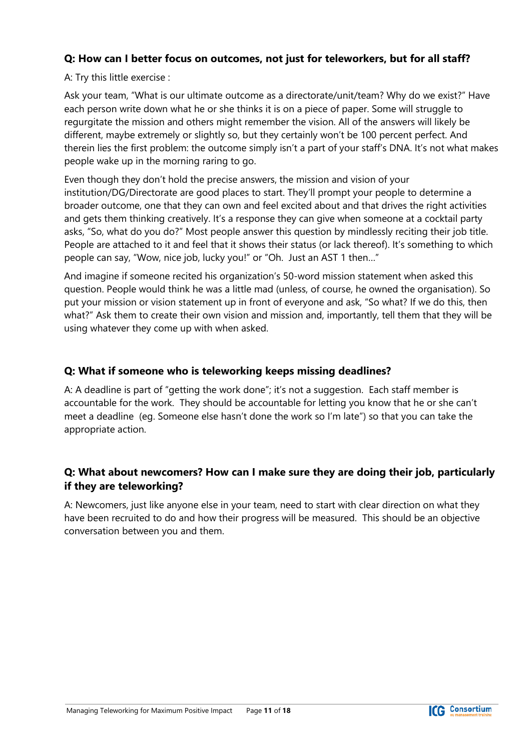**Q: How can I better focus on outcomes, not just for teleworkers, but for all staff?**

A: Try this little exercise :

Ask your team, "What is our ultimate outcome as a directorate/unit/team? Why do we exist?" Have each person write down what he or she thinks it is on a piece of paper. Some will struggle to regurgitate the mission and others might remember the vision. All of the answers will likely be different, maybe extremely or slightly so, but they certainly won't be 100 percent perfect. And therein lies the first problem: the outcome simply isn't a part of your staff's DNA. It's not what makes people wake up in the morning raring to go.

Even though they don't hold the precise answers, the mission and vision of your institution/DG/Directorate are good places to start. They'll prompt your people to determine a broader outcome, one that they can own and feel excited about and that drives the right activities and gets them thinking creatively. It's a response they can give when someone at a cocktail party asks, "So, what do you do?" Most people answer this question by mindlessly reciting their job title. People are attached to it and feel that it shows their status (or lack thereof). It's something to which people can say, "Wow, nice job, lucky you!" or "Oh. Just an AST 1 then…"

And imagine if someone recited his organization's 50-word mission statement when asked this question. People would think he was a little mad (unless, of course, he owned the organisation). So put your mission or vision statement up in front of everyone and ask, "So what? If we do this, then what?" Ask them to create their own vision and mission and, importantly, tell them that they will be using whatever they come up with when asked.

**Q: What if someone who is teleworking keeps missing deadlines?**

A: A deadline is part of "getting the work done"; it's not a suggestion. Each staff member is accountable for the work. They should be accountable for letting you know that he or she can't meet a deadline (eg. Someone else hasn't done the work so I'm late") so that you can take the appropriate action.

**Q: What about newcomers? How can I make sure they are doing their job, particularly if they are teleworking?**

A: Newcomers, just like anyone else in your team, need to start with clear direction on what they have been recruited to do and how their progress will be measured. This should be an objective conversation between you and them.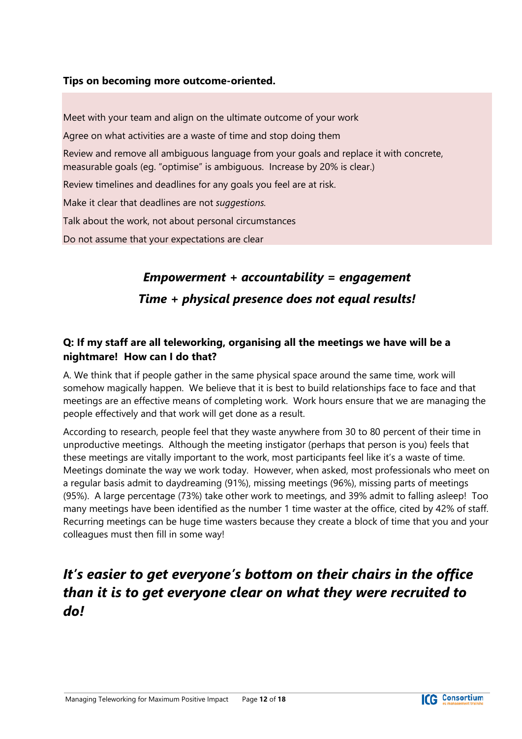**Tips on becoming more outcome-oriented.**

Meet with your team and align on the ultimate outcome of your work

Agree on what activities are a waste of time and stop doing them

Review and remove all ambiguous language from your goals and replace it with concrete, measurable goals (eg. "optimise" is ambiguous. Increase by 20% is clear.)

Review timelines and deadlines for any goals you feel are at risk.

Make it clear that deadlines are not *suggestions*.

Talk about the work, not about personal circumstances

Do not assume that your expectations are clear

***Empowerment + accountability = engagement***

***Time + physical presence does not equal results!***

**Q: If my staff are all teleworking, organising all the meetings we have will be a nightmare! How can I do that?**

A. We think that if people gather in the same physical space around the same time, work will somehow magically happen. We believe that it is best to build relationships face to face and that meetings are an effective means of completing work. Work hours ensure that we are managing the people effectively and that work will get done as a result.

According to research, people feel that they waste anywhere from 30 to 80 percent of their time in unproductive meetings. Although the meeting instigator (perhaps that person is you) feels that these meetings are vitally important to the work, most participants feel like it's a waste of time. Meetings dominate the way we work today. However, when asked, most professionals who meet on a regular basis admit to daydreaming (91%), missing meetings (96%), missing parts of meetings (95%). A large percentage (73%) take other work to meetings, and 39% admit to falling asleep! Too many meetings have been identified as the number 1 time waster at the office, cited by 42% of staff. Recurring meetings can be huge time wasters because they create a block of time that you and your colleagues must then fill in some way!

## *It's easier to get everyone's bottom on their chairs in the office than it is to get everyone clear on what they were recruited to do!*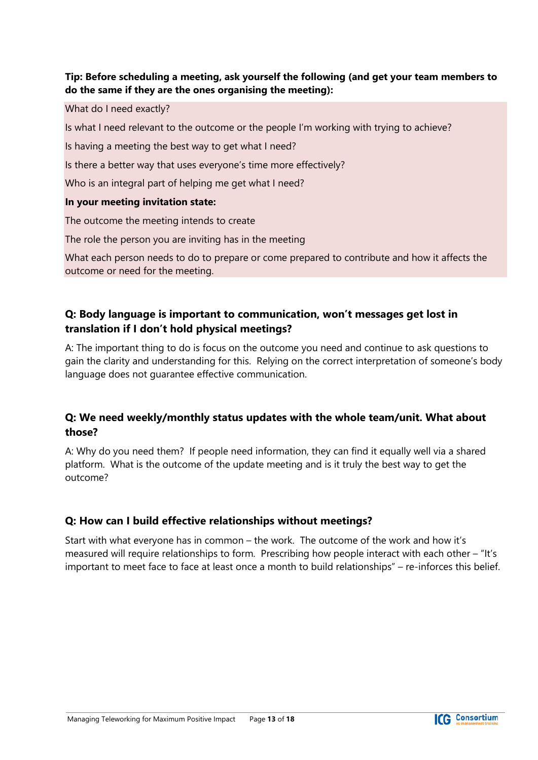**Tip: Before scheduling a meeting, ask yourself the following (and get your team members to do the same if they are the ones organising the meeting):**

What do I need exactly?

Is what I need relevant to the outcome or the people I'm working with trying to achieve?

Is having a meeting the best way to get what I need?

Is there a better way that uses everyone's time more effectively?

Who is an integral part of helping me get what I need?

**In your meeting invitation state:**

The outcome the meeting intends to create

The role the person you are inviting has in the meeting

What each person needs to do to prepare or come prepared to contribute and how it affects the outcome or need for the meeting.

### Q: Body language is important to communication, won't messages get lost in translation if I don't hold physical meetings?

A: The important thing to do is focus on the outcome you need and continue to ask questions to gain the clarity and understanding for this. Relying on the correct interpretation of someone's body language does not guarantee effective communication.

### Q: We need weekly/monthly status updates with the whole team/unit. What about those?

A: Why do you need them? If people need information, they can find it equally well via a shared platform. What is the outcome of the update meeting and is it truly the best way to get the outcome?

### Q: How can I build effective relationships without meetings?

Start with what everyone has in common – the work. The outcome of the work and how it's measured will require relationships to form. Prescribing how people interact with each other – "It's important to meet face to face at least once a month to build relationships" – re-inforces this belief.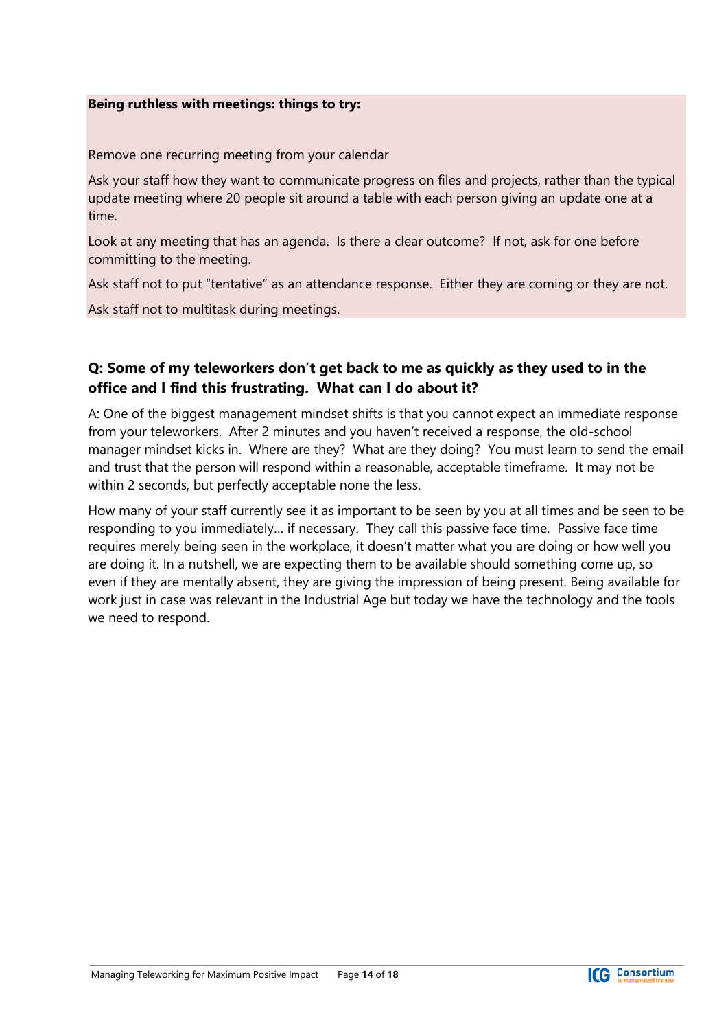**Being ruthless with meetings: things to try:**

Remove one recurring meeting from your calendar

Ask your staff how they want to communicate progress on files and projects, rather than the typical update meeting where 20 people sit around a table with each person giving an update one at a time.

Look at any meeting that has an agenda. Is there a clear outcome? If not, ask for one before committing to the meeting.

Ask staff not to put "tentative" as an attendance response. Either they are coming or they are not.

Ask staff not to multitask during meetings.

### Q: Some of my teleworkers don't get back to me as quickly as they used to in the office and I find this frustrating. What can I do about it?

A: One of the biggest management mindset shifts is that you cannot expect an immediate response from your teleworkers. After 2 minutes and you haven't received a response, the old-school manager mindset kicks in. Where are they? What are they doing? You must learn to send the email and trust that the person will respond within a reasonable, acceptable timeframe. It may not be within 2 seconds, but perfectly acceptable none the less.

How many of your staff currently see it as important to be seen by you at all times and be seen to be responding to you immediately… if necessary. They call this passive face time. Passive face time requires merely being seen in the workplace, it doesn't matter what you are doing or how well you are doing it. In a nutshell, we are expecting them to be available should something come up, so even if they are mentally absent, they are giving the impression of being present. Being available for work just in case was relevant in the Industrial Age but today we have the technology and the tools we need to respond.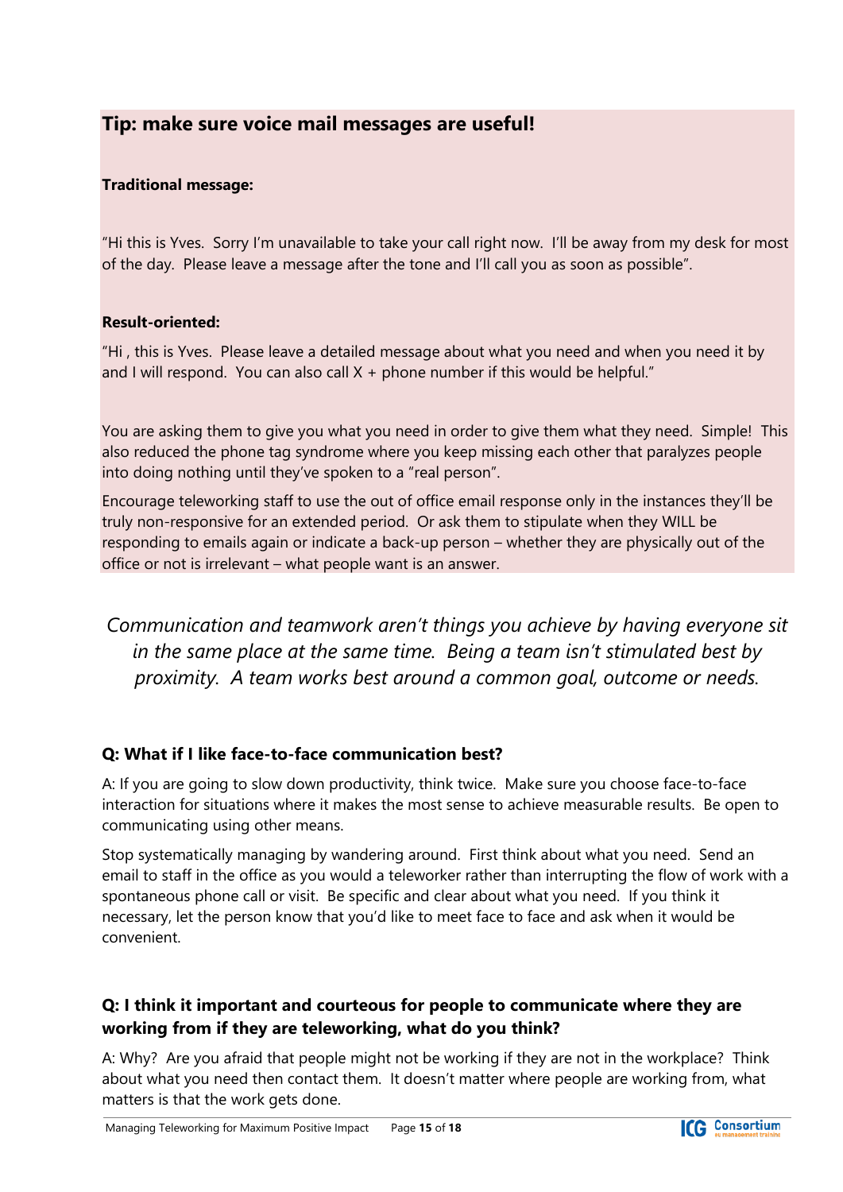## Tip: make sure voice mail messages are useful!

**Traditional message:**

"Hi this is Yves. Sorry I'm unavailable to take your call right now. I'll be away from my desk for most of the day. Please leave a message after the tone and I'll call you as soon as possible".

**Result-oriented:**

"Hi , this is Yves. Please leave a detailed message about what you need and when you need it by and I will respond. You can also call X + phone number if this would be helpful."

You are asking them to give you what you need in order to give them what they need. Simple! This also reduced the phone tag syndrome where you keep missing each other that paralyzes people into doing nothing until they've spoken to a "real person".

Encourage teleworking staff to use the out of office email response only in the instances they'll be truly non-responsive for an extended period. Or ask them to stipulate when they WILL be responding to emails again or indicate a back-up person – whether they are physically out of the office or not is irrelevant – what people want is an answer.

*Communication and teamwork aren't things you achieve by having everyone sit in the same place at the same time. Being a team isn't stimulated best by proximity. A team works best around a common goal, outcome or needs.*

### Q: What if I like face-to-face communication best?

A: If you are going to slow down productivity, think twice. Make sure you choose face-to-face interaction for situations where it makes the most sense to achieve measurable results. Be open to communicating using other means.

Stop systematically managing by wandering around. First think about what you need. Send an email to staff in the office as you would a teleworker rather than interrupting the flow of work with a spontaneous phone call or visit. Be specific and clear about what you need. If you think it necessary, let the person know that you'd like to meet face to face and ask when it would be convenient.

### Q: I think it important and courteous for people to communicate where they are working from if they are teleworking, what do you think?

A: Why? Are you afraid that people might not be working if they are not in the workplace? Think about what you need then contact them. It doesn't matter where people are working from, what matters is that the work gets done.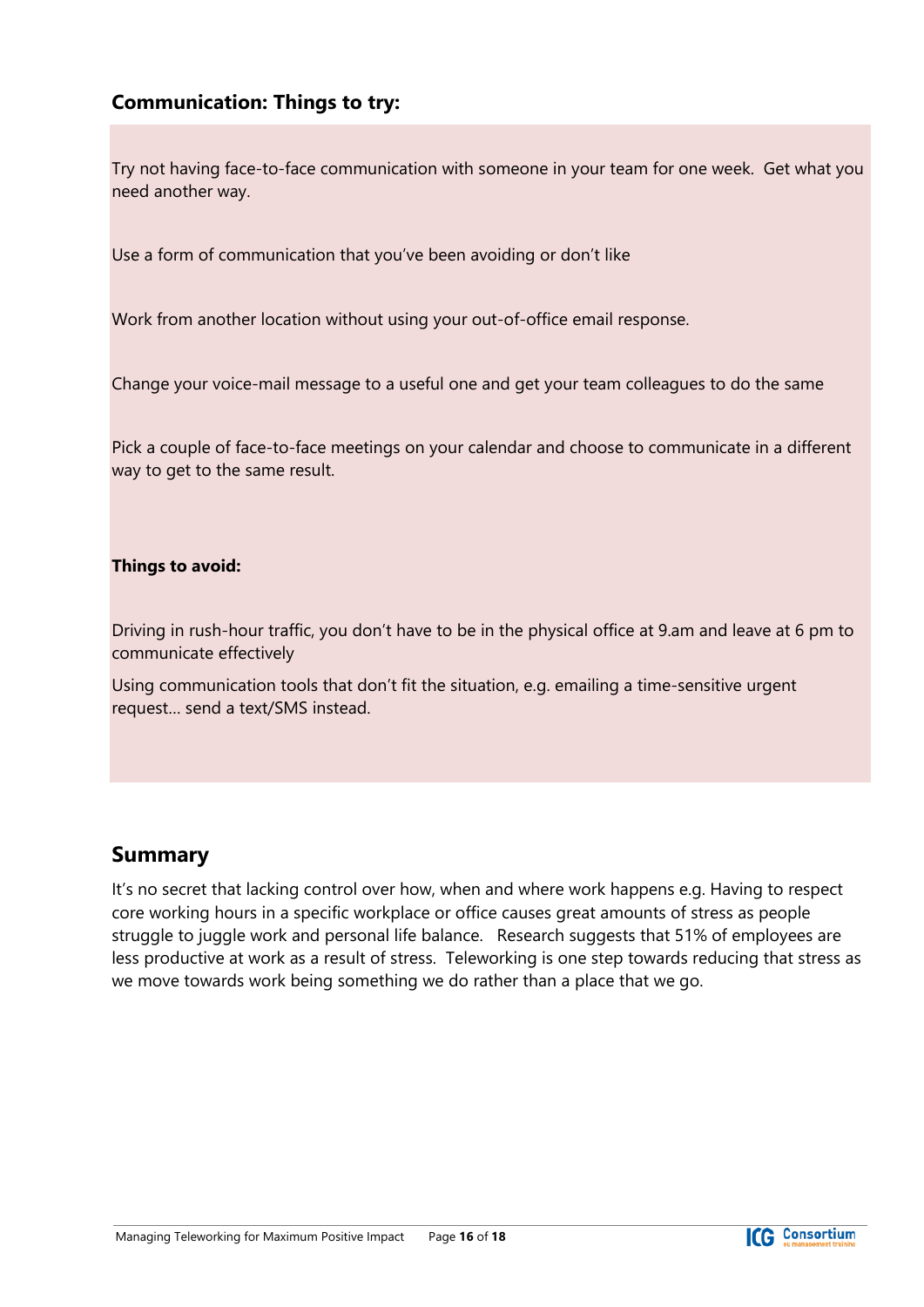### Communication: Things to try:

Try not having face-to-face communication with someone in your team for one week. Get what you need another way.

Use a form of communication that you've been avoiding or don't like

Work from another location without using your out-of-office email response.

Change your voice-mail message to a useful one and get your team colleagues to do the same

Pick a couple of face-to-face meetings on your calendar and choose to communicate in a different way to get to the same result.

**Things to avoid:**

Driving in rush-hour traffic, you don't have to be in the physical office at 9.am and leave at 6 pm to communicate effectively

Using communication tools that don't fit the situation, e.g. emailing a time-sensitive urgent request… send a text/SMS instead.

## Summary

It's no secret that lacking control over how, when and where work happens e.g. Having to respect core working hours in a specific workplace or office causes great amounts of stress as people struggle to juggle work and personal life balance. Research suggests that 51% of employees are less productive at work as a result of stress. Teleworking is one step towards reducing that stress as we move towards work being something we do rather than a place that we go.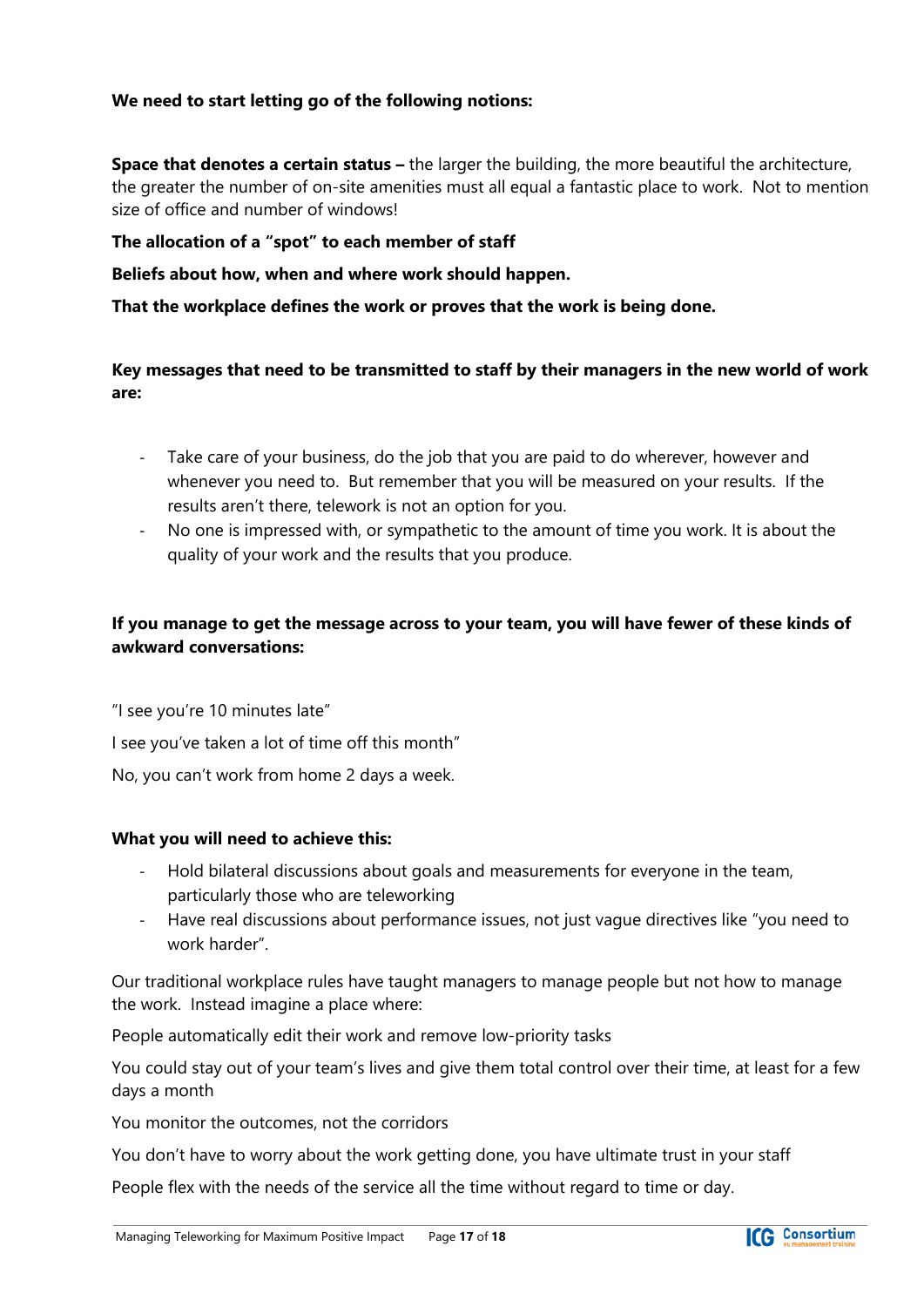**We need to start letting go of the following notions:**

**Space that denotes a certain status –** the larger the building, the more beautiful the architecture, the greater the number of on-site amenities must all equal a fantastic place to work. Not to mention size of office and number of windows!

**The allocation of a "spot" to each member of staff**

**Beliefs about how, when and where work should happen.**

**That the workplace defines the work or proves that the work is being done.**

**Key messages that need to be transmitted to staff by their managers in the new world of work are:**

- Take care of your business, do the job that you are paid to do wherever, however and whenever you need to. But remember that you will be measured on your results. If the results aren't there, telework is not an option for you.
- No one is impressed with, or sympathetic to the amount of time you work. It is about the quality of your work and the results that you produce.

**If you manage to get the message across to your team, you will have fewer of these kinds of awkward conversations:**

"I see you're 10 minutes late"

I see you've taken a lot of time off this month"

No, you can't work from home 2 days a week.

**What you will need to achieve this:**

- Hold bilateral discussions about goals and measurements for everyone in the team, particularly those who are teleworking
- Have real discussions about performance issues, not just vague directives like "you need to work harder".

Our traditional workplace rules have taught managers to manage people but not how to manage the work. Instead imagine a place where:

People automatically edit their work and remove low-priority tasks

You could stay out of your team's lives and give them total control over their time, at least for a few days a month

You monitor the outcomes, not the corridors

You don't have to worry about the work getting done, you have ultimate trust in your staff

People flex with the needs of the service all the time without regard to time or day.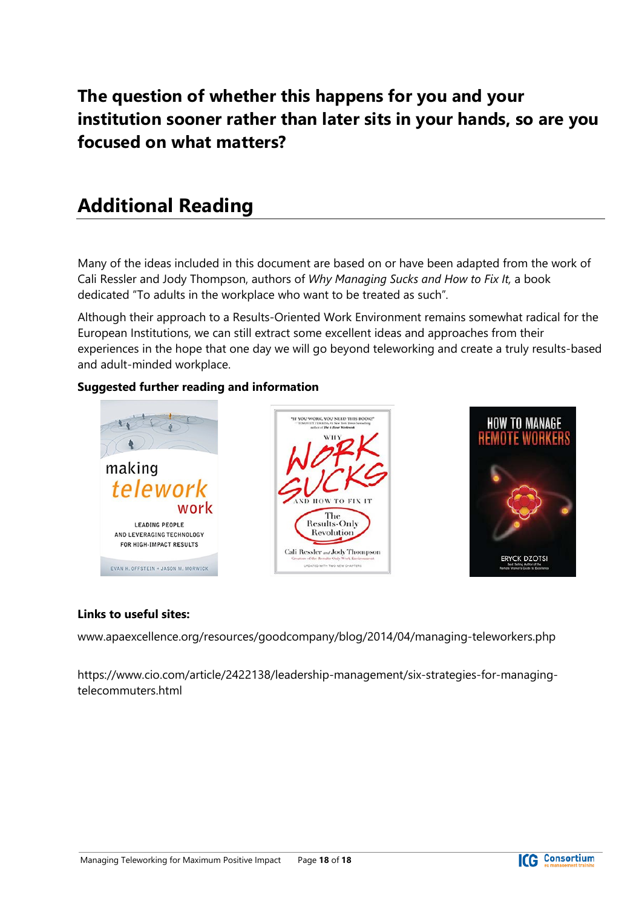**The question of whether this happens for you and your institution sooner rather than later sits in your hands, so are you focused on what matters?**

## Additional Reading

Many of the ideas included in this document are based on or have been adapted from the work of Cali Ressler and Jody Thompson, authors of *Why Managing Sucks and How to Fix It,* a book dedicated "To adults in the workplace who want to be treated as such".

Although their approach to a Results-Oriented Work Environment remains somewhat radical for the European Institutions, we can still extract some excellent ideas and approaches from their experiences in the hope that one day we will go beyond teleworking and create a truly results-based and adult-minded workplace.

**Suggested further reading and information**

**Links to useful sites:**

www.apaexcellence.org/resources/goodcompany/blog/2014/04/managing-teleworkers.php

https://www.cio.com/article/2422138/leadership-management/six-strategies-for-managing-telecommuters.html